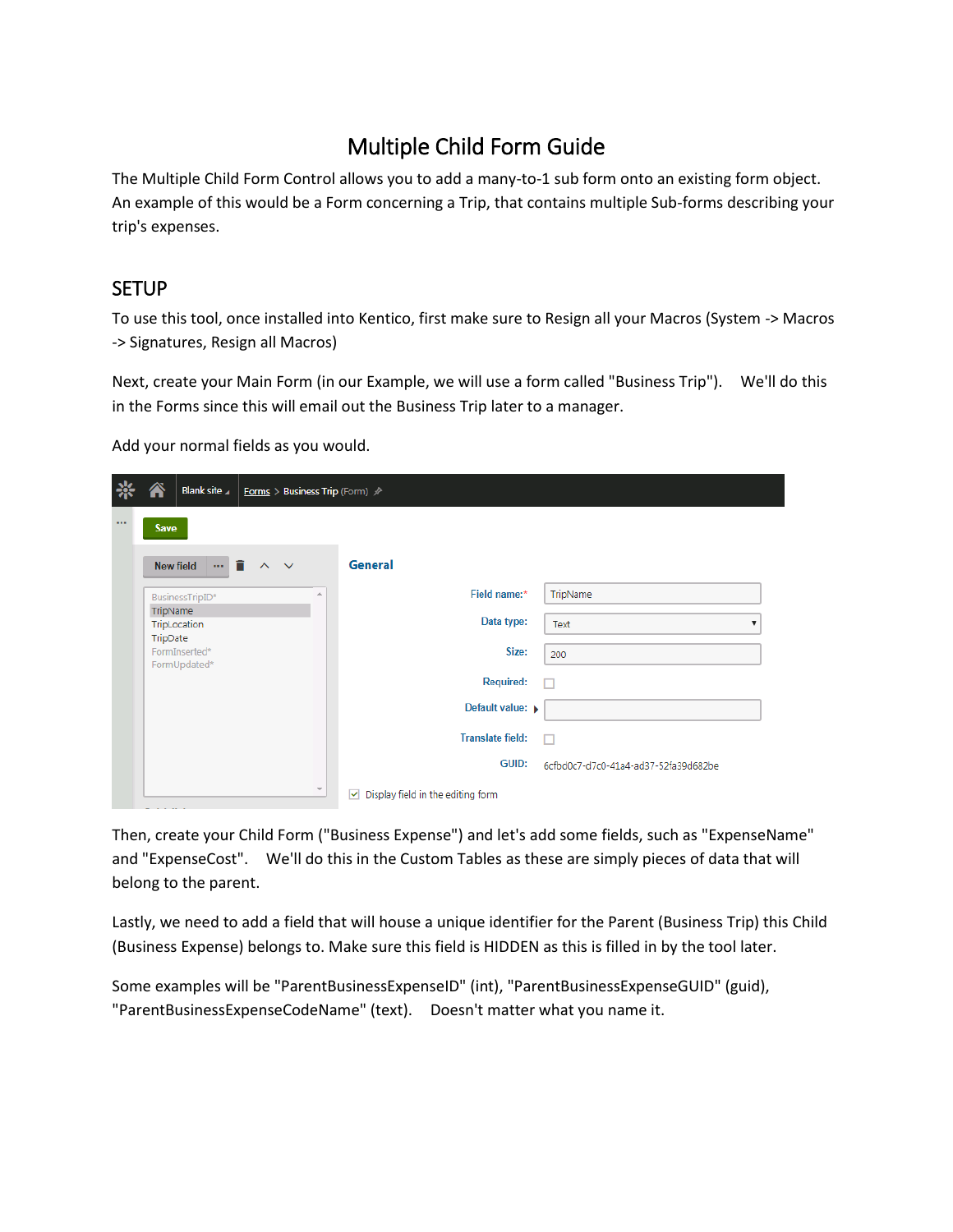# Multiple Child Form Guide

The Multiple Child Form Control allows you to add a many-to-1 sub form onto an existing form object. An example of this would be a Form concerning a Trip, that contains multiple Sub-forms describing your trip's expenses.

## SETUP

To use this tool, once installed into Kentico, first make sure to Resign all your Macros (System -> Macros -> Signatures, Resign all Macros)

Next, create your Main Form (in our Example, we will use a form called "Business Trip"). We'll do this in the Forms since this will email out the Business Trip later to a manager.

Add your normal fields as you would.

Then, create your Child Form ("Business Expense") and let's add some fields, such as "ExpenseName" and "ExpenseCost". We'll do this in the Custom Tables as these are simply pieces of data that will belong to the parent.

Lastly, we need to add a field that will house a unique identifier for the Parent (Business Trip) this Child (Business Expense) belongs to. Make sure this field is HIDDEN as this is filled in by the tool later.

Some examples will be "ParentBusinessExpenseID" (int), "ParentBusinessExpenseGUID" (guid), "ParentBusinessExpenseCodeName" (text). Doesn't matter what you name it.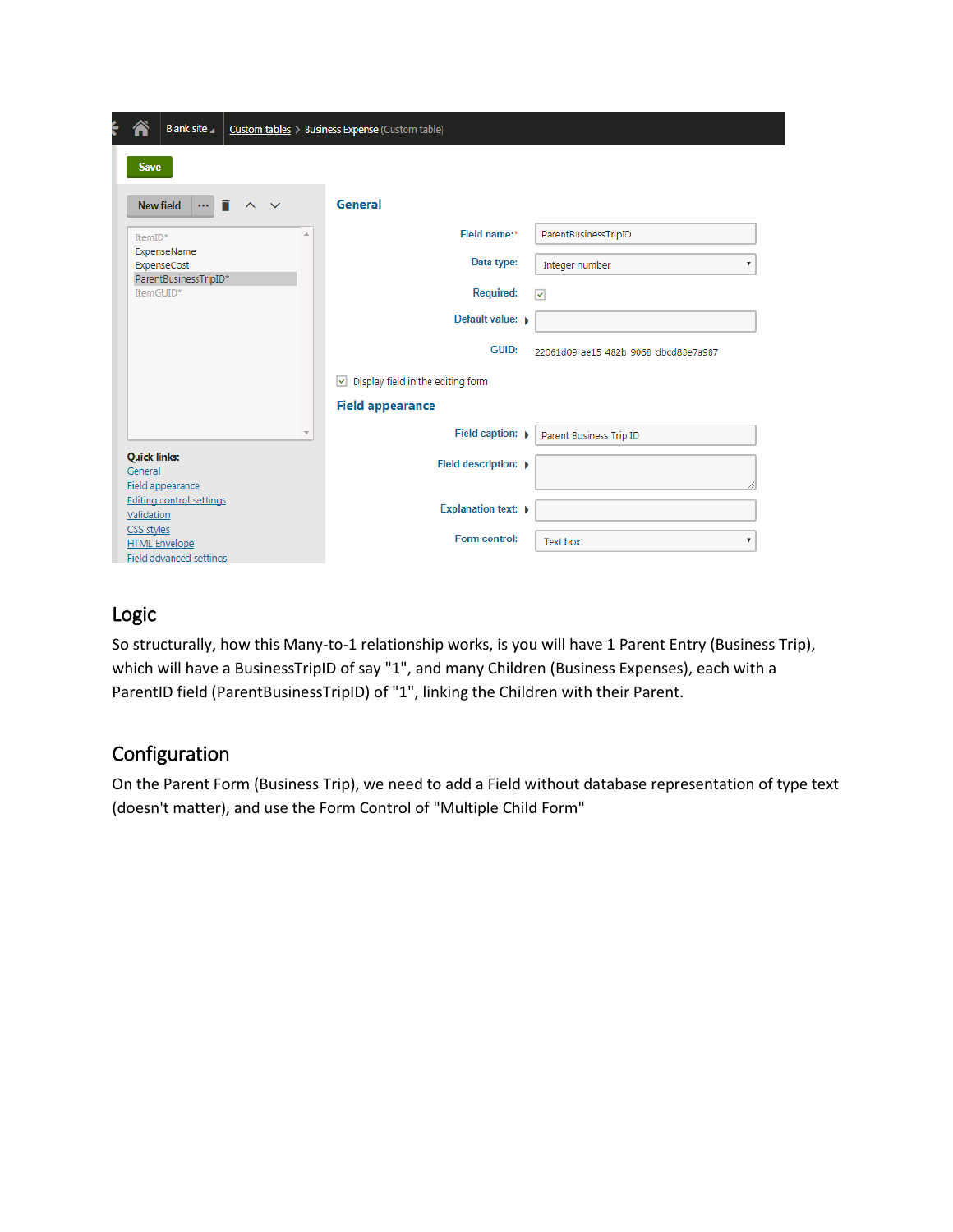## Logic

So structurally, how this Many-to-1 relationship works, is you will have 1 Parent Entry (Business Trip), which will have a BusinessTripID of say "1", and many Children (Business Expenses), each with a ParentID field (ParentBusinessTripID) of "1", linking the Children with their Parent.

## Configuration

On the Parent Form (Business Trip), we need to add a Field without database representation of type text (doesn't matter), and use the Form Control of "Multiple Child Form"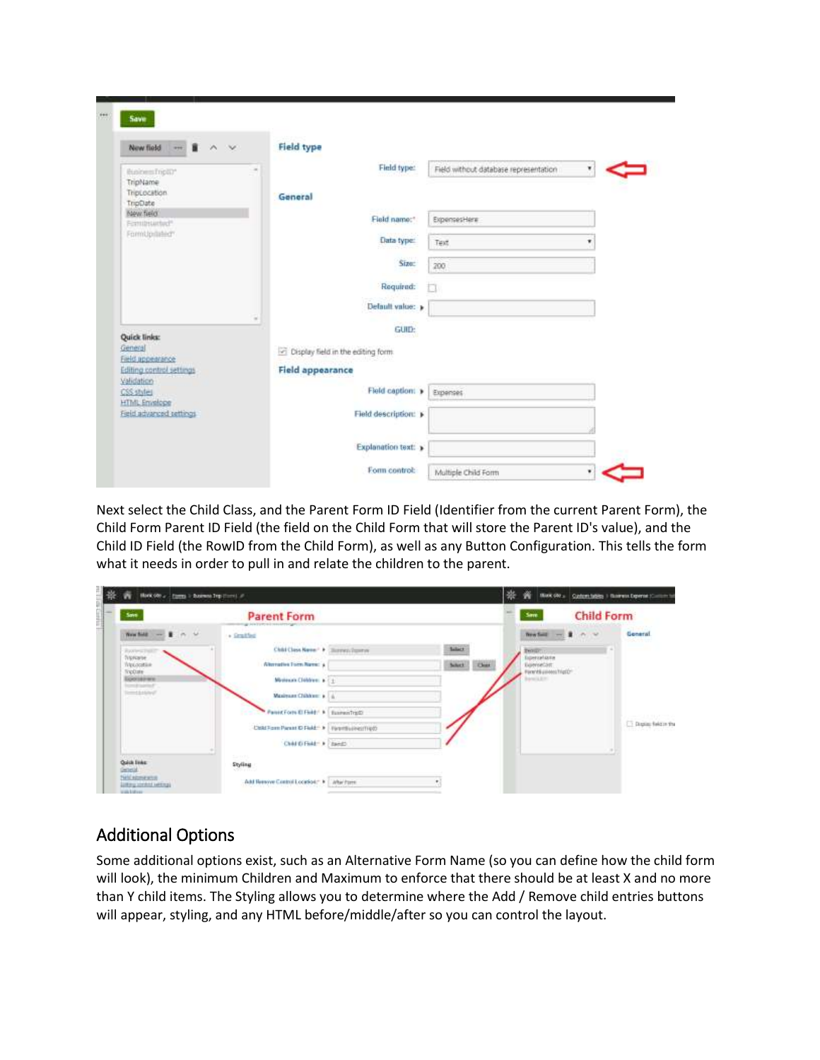Next select the Child Class, and the Parent Form ID Field (Identifier from the current Parent Form), the Child Form Parent ID Field (the field on the Child Form that will store the Parent ID's value), and the Child ID Field (the RowID from the Child Form), as well as any Button Configuration. This tells the form what it needs in order to pull in and relate the children to the parent.

## Additional Options

Some additional options exist, such as an Alternative Form Name (so you can define how the child form will look), the minimum Children and Maximum to enforce that there should be at least X and no more than Y child items. The Styling allows you to determine where the Add / Remove child entries buttons will appear, styling, and any HTML before/middle/after so you can control the layout.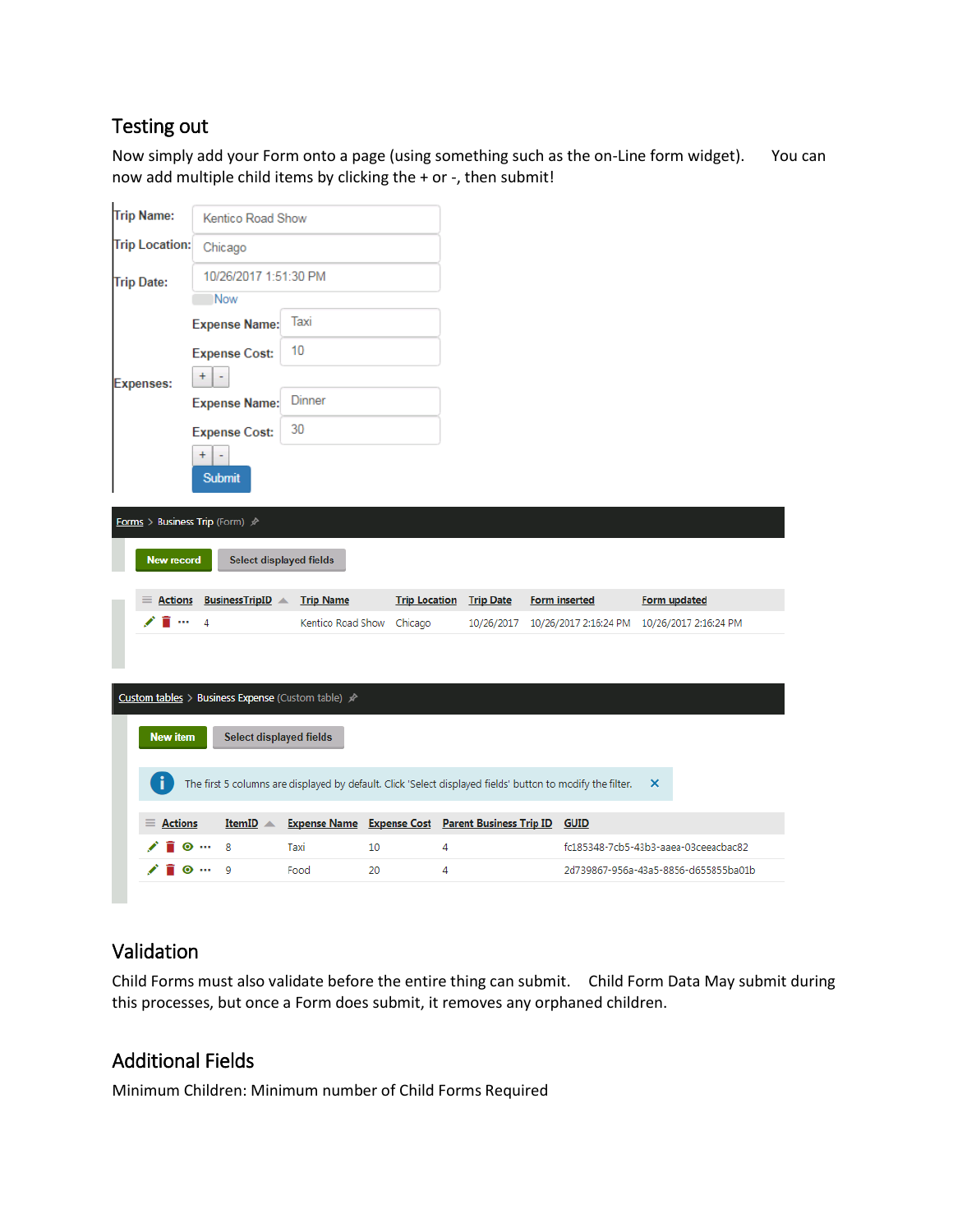## Testing out

Now simply add your Form onto a page (using something such as the on-Line form widget). You can now add multiple child items by clicking the + or -, then submit!

Trip Name: Kentico Road Show

Trip Location: Chicago

Trip Date: 10/26/2017 1:51:30 PM

Now

Expenses:

Expense Name: Taxi

Expense Cost: 10

+ -

Expense Name: Dinner

Expense Cost: 30

+ -

Submit

Forms > Business Trip (Form)

New record | Select displayed fields

| Actions | BusinessTripID | Trip Name | Trip Location | Trip Date | Form inserted | Form updated |
|---|---|---|---|---|---|---|
| | 4 | Kentico Road Show | Chicago | 10/26/2017 | 10/26/2017 2:16:24 PM | 10/26/2017 2:16:24 PM |

Custom tables > Business Expense (Custom table)

New item | Select displayed fields

The first 5 columns are displayed by default. Click 'Select displayed fields' button to modify the filter.

| Actions | ItemID | Expense Name | Expense Cost | Parent Business Trip ID | GUID |
|---|---|---|---|---|---|
| | 8 | Taxi | 10 | 4 | fc185348-7cb5-43b3-aaea-03ceeacbac82 |
| | 9 | Food | 20 | 4 | 2d739867-956a-43a5-8856-d655855ba01b |

## Validation

Child Forms must also validate before the entire thing can submit. Child Form Data May submit during this processes, but once a Form does submit, it removes any orphaned children.

## Additional Fields

Minimum Children: Minimum number of Child Forms Required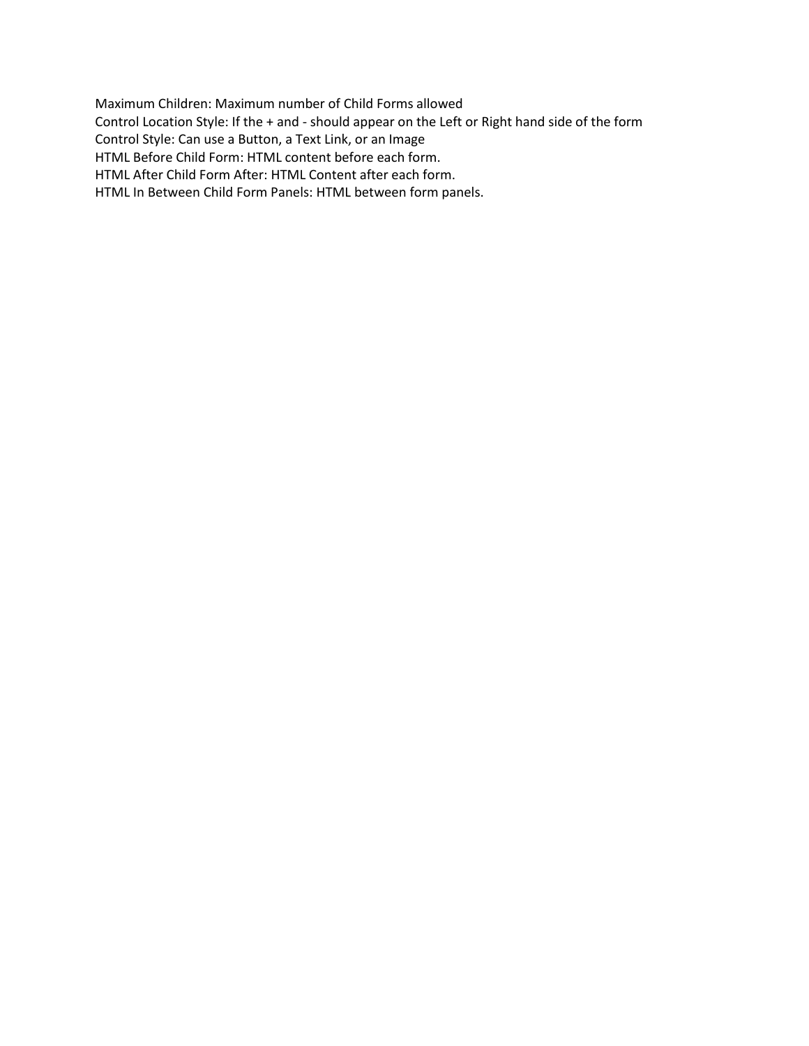Maximum Children: Maximum number of Child Forms allowed
Control Location Style: If the + and - should appear on the Left or Right hand side of the form
Control Style: Can use a Button, a Text Link, or an Image
HTML Before Child Form: HTML content before each form.
HTML After Child Form After: HTML Content after each form.
HTML In Between Child Form Panels: HTML between form panels.